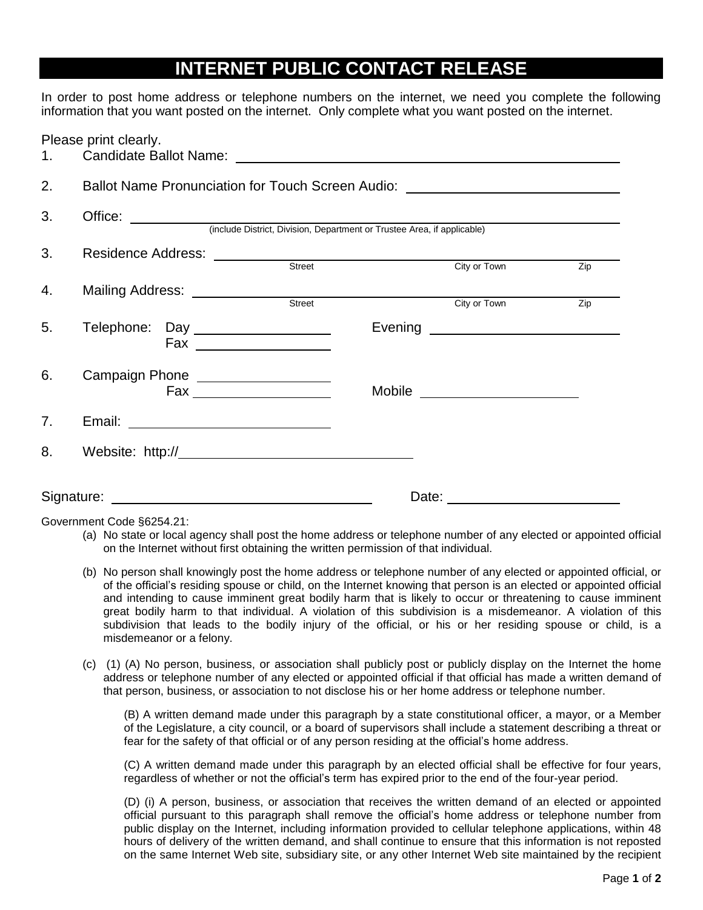# INTERNET PUBLIC CONTACT RELEASE

In order to post home address or telephone numbers on the internet, we need you complete the following information that you want posted on the internet. Only complete what you want posted on the internet.

Please print clearly.

1. Candidate Ballot Name: ______________________________

2. Ballot Name Pronunciation for Touch Screen Audio: ______________________________

3. Office: ______________________________
   (include District, Division, Department or Trustee Area, if applicable)

3. Residence Address: ______________________________
   Street City or Town Zip

4. Mailing Address: ______________________________
   Street City or Town Zip

5. Telephone: Day ______________ Evening ______________
   Fax ______________

6. Campaign Phone ______________
   Fax ______________ Mobile ______________

7. Email: ______________

8. Website: http://______________

Signature: ______________________________ Date: ______________

Government Code §6254.21:

(a) No state or local agency shall post the home address or telephone number of any elected or appointed official on the Internet without first obtaining the written permission of that individual.

(b) No person shall knowingly post the home address or telephone number of any elected or appointed official, or of the official's residing spouse or child, on the Internet knowing that person is an elected or appointed official and intending to cause imminent great bodily harm that is likely to occur or threatening to cause imminent great bodily harm to that individual. A violation of this subdivision is a misdemeanor. A violation of this subdivision that leads to the bodily injury of the official, or his or her residing spouse or child, is a misdemeanor or a felony.

(c) (1) (A) No person, business, or association shall publicly post or publicly display on the Internet the home address or telephone number of any elected or appointed official if that official has made a written demand of that person, business, or association to not disclose his or her home address or telephone number.

(B) A written demand made under this paragraph by a state constitutional officer, a mayor, or a Member of the Legislature, a city council, or a board of supervisors shall include a statement describing a threat or fear for the safety of that official or of any person residing at the official's home address.

(C) A written demand made under this paragraph by an elected official shall be effective for four years, regardless of whether or not the official's term has expired prior to the end of the four-year period.

(D) (i) A person, business, or association that receives the written demand of an elected or appointed official pursuant to this paragraph shall remove the official's home address or telephone number from public display on the Internet, including information provided to cellular telephone applications, within 48 hours of delivery of the written demand, and shall continue to ensure that this information is not reposted on the same Internet Web site, subsidiary site, or any other Internet Web site maintained by the recipient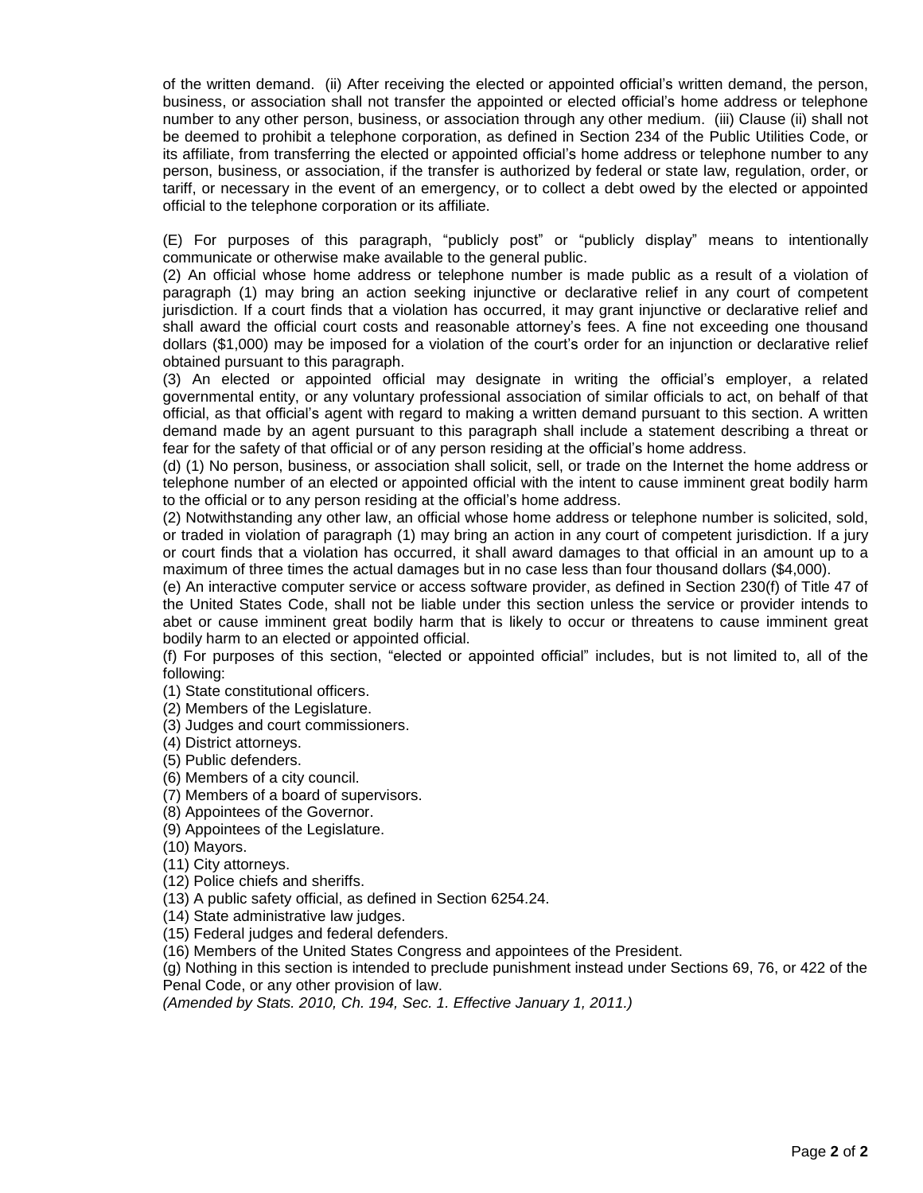of the written demand. (ii) After receiving the elected or appointed official's written demand, the person, business, or association shall not transfer the appointed or elected official's home address or telephone number to any other person, business, or association through any other medium. (iii) Clause (ii) shall not be deemed to prohibit a telephone corporation, as defined in Section 234 of the Public Utilities Code, or its affiliate, from transferring the elected or appointed official's home address or telephone number to any person, business, or association, if the transfer is authorized by federal or state law, regulation, order, or tariff, or necessary in the event of an emergency, or to collect a debt owed by the elected or appointed official to the telephone corporation or its affiliate.

(E) For purposes of this paragraph, "publicly post" or "publicly display" means to intentionally communicate or otherwise make available to the general public.

(2) An official whose home address or telephone number is made public as a result of a violation of paragraph (1) may bring an action seeking injunctive or declarative relief in any court of competent jurisdiction. If a court finds that a violation has occurred, it may grant injunctive or declarative relief and shall award the official court costs and reasonable attorney's fees. A fine not exceeding one thousand dollars ($1,000) may be imposed for a violation of the court's order for an injunction or declarative relief obtained pursuant to this paragraph.

(3) An elected or appointed official may designate in writing the official's employer, a related governmental entity, or any voluntary professional association of similar officials to act, on behalf of that official, as that official's agent with regard to making a written demand pursuant to this section. A written demand made by an agent pursuant to this paragraph shall include a statement describing a threat or fear for the safety of that official or of any person residing at the official's home address.

(d) (1) No person, business, or association shall solicit, sell, or trade on the Internet the home address or telephone number of an elected or appointed official with the intent to cause imminent great bodily harm to the official or to any person residing at the official's home address.

(2) Notwithstanding any other law, an official whose home address or telephone number is solicited, sold, or traded in violation of paragraph (1) may bring an action in any court of competent jurisdiction. If a jury or court finds that a violation has occurred, it shall award damages to that official in an amount up to a maximum of three times the actual damages but in no case less than four thousand dollars ($4,000).

(e) An interactive computer service or access software provider, as defined in Section 230(f) of Title 47 of the United States Code, shall not be liable under this section unless the service or provider intends to abet or cause imminent great bodily harm that is likely to occur or threatens to cause imminent great bodily harm to an elected or appointed official.

(f) For purposes of this section, "elected or appointed official" includes, but is not limited to, all of the following:

(1) State constitutional officers.
(2) Members of the Legislature.
(3) Judges and court commissioners.
(4) District attorneys.
(5) Public defenders.
(6) Members of a city council.
(7) Members of a board of supervisors.
(8) Appointees of the Governor.
(9) Appointees of the Legislature.
(10) Mayors.
(11) City attorneys.
(12) Police chiefs and sheriffs.
(13) A public safety official, as defined in Section 6254.24.
(14) State administrative law judges.
(15) Federal judges and federal defenders.
(16) Members of the United States Congress and appointees of the President.

(g) Nothing in this section is intended to preclude punishment instead under Sections 69, 76, or 422 of the Penal Code, or any other provision of law.

*(Amended by Stats. 2010, Ch. 194, Sec. 1. Effective January 1, 2011.)*